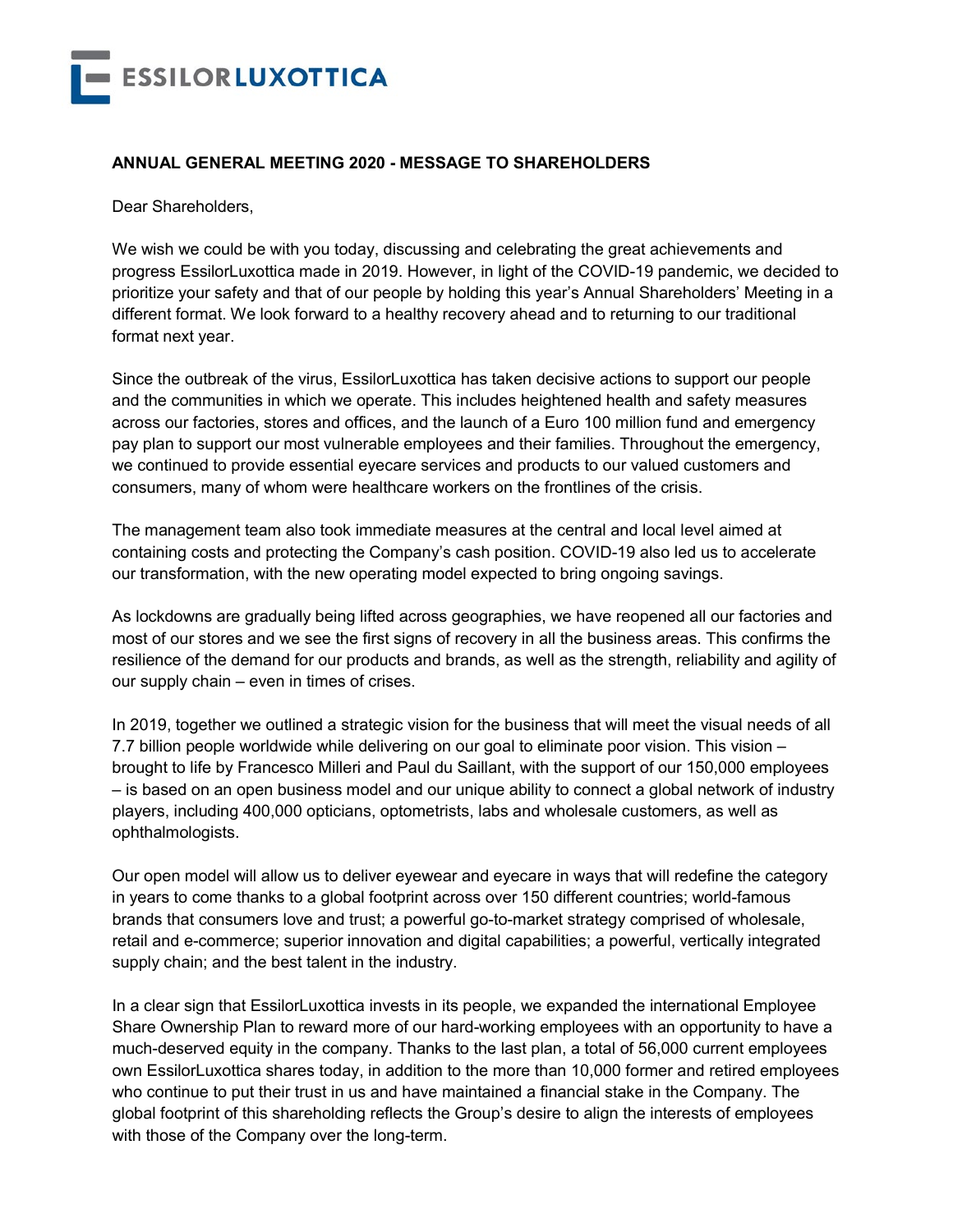ESSILORLUXOTTICA

**ANNUAL GENERAL MEETING 2020 - MESSAGE TO SHAREHOLDERS**

Dear Shareholders,

We wish we could be with you today, discussing and celebrating the great achievements and progress EssilorLuxottica made in 2019. However, in light of the COVID-19 pandemic, we decided to prioritize your safety and that of our people by holding this year's Annual Shareholders' Meeting in a different format. We look forward to a healthy recovery ahead and to returning to our traditional format next year.

Since the outbreak of the virus, EssilorLuxottica has taken decisive actions to support our people and the communities in which we operate. This includes heightened health and safety measures across our factories, stores and offices, and the launch of a Euro 100 million fund and emergency pay plan to support our most vulnerable employees and their families. Throughout the emergency, we continued to provide essential eyecare services and products to our valued customers and consumers, many of whom were healthcare workers on the frontlines of the crisis.

The management team also took immediate measures at the central and local level aimed at containing costs and protecting the Company's cash position. COVID-19 also led us to accelerate our transformation, with the new operating model expected to bring ongoing savings.

As lockdowns are gradually being lifted across geographies, we have reopened all our factories and most of our stores and we see the first signs of recovery in all the business areas. This confirms the resilience of the demand for our products and brands, as well as the strength, reliability and agility of our supply chain – even in times of crises.

In 2019, together we outlined a strategic vision for the business that will meet the visual needs of all 7.7 billion people worldwide while delivering on our goal to eliminate poor vision. This vision – brought to life by Francesco Milleri and Paul du Saillant, with the support of our 150,000 employees – is based on an open business model and our unique ability to connect a global network of industry players, including 400,000 opticians, optometrists, labs and wholesale customers, as well as ophthalmologists.

Our open model will allow us to deliver eyewear and eyecare in ways that will redefine the category in years to come thanks to a global footprint across over 150 different countries; world-famous brands that consumers love and trust; a powerful go-to-market strategy comprised of wholesale, retail and e-commerce; superior innovation and digital capabilities; a powerful, vertically integrated supply chain; and the best talent in the industry.

In a clear sign that EssilorLuxottica invests in its people, we expanded the international Employee Share Ownership Plan to reward more of our hard-working employees with an opportunity to have a much-deserved equity in the company. Thanks to the last plan, a total of 56,000 current employees own EssilorLuxottica shares today, in addition to the more than 10,000 former and retired employees who continue to put their trust in us and have maintained a financial stake in the Company. The global footprint of this shareholding reflects the Group's desire to align the interests of employees with those of the Company over the long-term.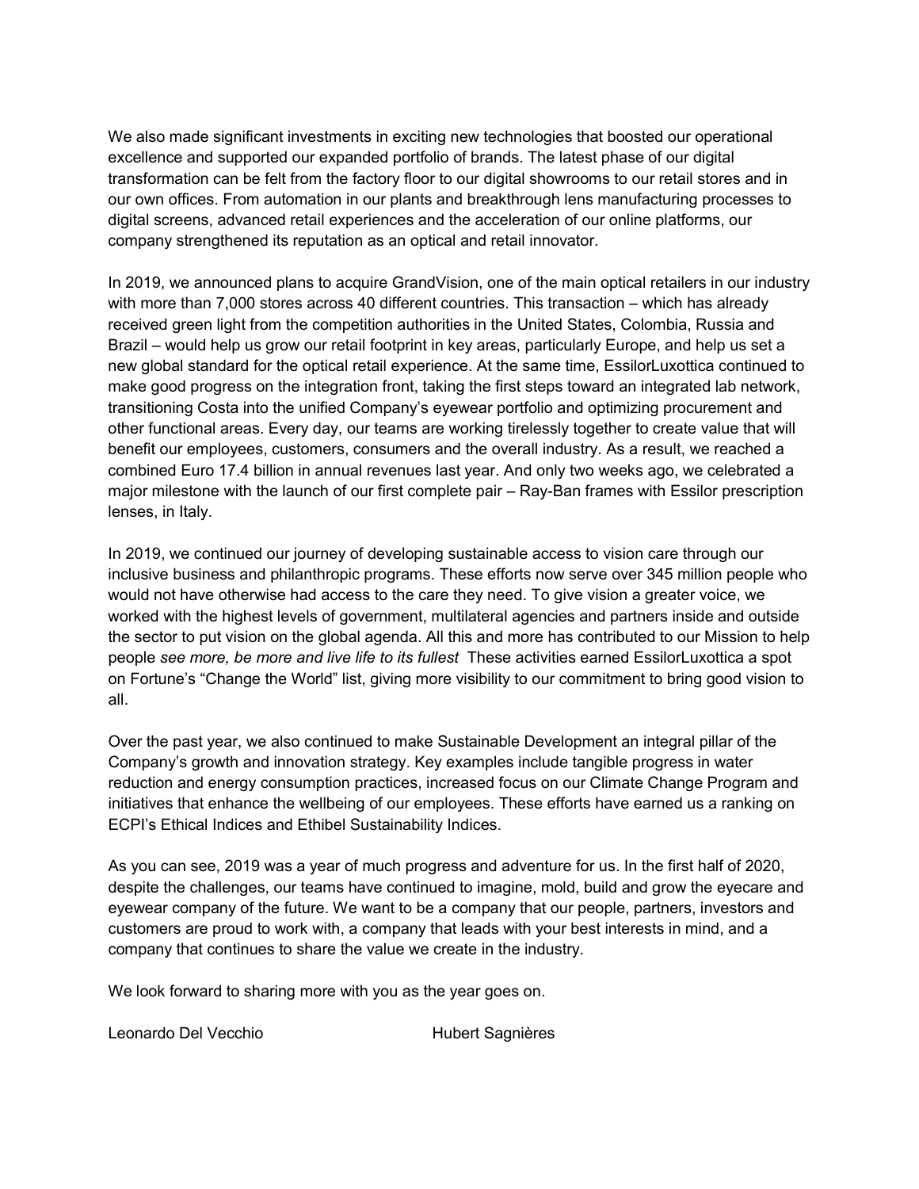We also made significant investments in exciting new technologies that boosted our operational excellence and supported our expanded portfolio of brands. The latest phase of our digital transformation can be felt from the factory floor to our digital showrooms to our retail stores and in our own offices. From automation in our plants and breakthrough lens manufacturing processes to digital screens, advanced retail experiences and the acceleration of our online platforms, our company strengthened its reputation as an optical and retail innovator.

In 2019, we announced plans to acquire GrandVision, one of the main optical retailers in our industry with more than 7,000 stores across 40 different countries. This transaction – which has already received green light from the competition authorities in the United States, Colombia, Russia and Brazil – would help us grow our retail footprint in key areas, particularly Europe, and help us set a new global standard for the optical retail experience. At the same time, EssilorLuxottica continued to make good progress on the integration front, taking the first steps toward an integrated lab network, transitioning Costa into the unified Company's eyewear portfolio and optimizing procurement and other functional areas. Every day, our teams are working tirelessly together to create value that will benefit our employees, customers, consumers and the overall industry. As a result, we reached a combined Euro 17.4 billion in annual revenues last year. And only two weeks ago, we celebrated a major milestone with the launch of our first complete pair – Ray-Ban frames with Essilor prescription lenses, in Italy.

In 2019, we continued our journey of developing sustainable access to vision care through our inclusive business and philanthropic programs. These efforts now serve over 345 million people who would not have otherwise had access to the care they need. To give vision a greater voice, we worked with the highest levels of government, multilateral agencies and partners inside and outside the sector to put vision on the global agenda. All this and more has contributed to our Mission to help people *see more, be more and live life to its fullest* These activities earned EssilorLuxottica a spot on Fortune's "Change the World" list, giving more visibility to our commitment to bring good vision to all.

Over the past year, we also continued to make Sustainable Development an integral pillar of the Company's growth and innovation strategy. Key examples include tangible progress in water reduction and energy consumption practices, increased focus on our Climate Change Program and initiatives that enhance the wellbeing of our employees. These efforts have earned us a ranking on ECPI's Ethical Indices and Ethibel Sustainability Indices.

As you can see, 2019 was a year of much progress and adventure for us. In the first half of 2020, despite the challenges, our teams have continued to imagine, mold, build and grow the eyecare and eyewear company of the future. We want to be a company that our people, partners, investors and customers are proud to work with, a company that leads with your best interests in mind, and a company that continues to share the value we create in the industry.

We look forward to sharing more with you as the year goes on.

Leonardo Del Vecchio

Hubert Sagnières